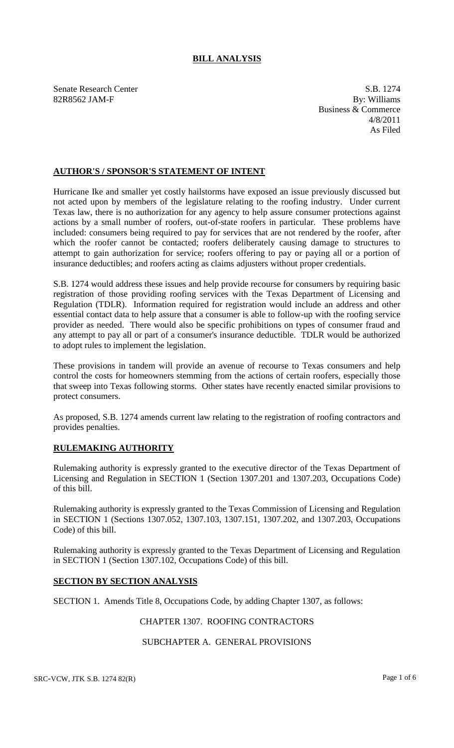# BILL ANALYSIS

Senate Research Center
82R8562 JAM-F

S.B. 1274
By: Williams
Business & Commerce
4/8/2011
As Filed

## AUTHOR'S / SPONSOR'S STATEMENT OF INTENT

Hurricane Ike and smaller yet costly hailstorms have exposed an issue previously discussed but not acted upon by members of the legislature relating to the roofing industry. Under current Texas law, there is no authorization for any agency to help assure consumer protections against actions by a small number of roofers, out-of-state roofers in particular. These problems have included: consumers being required to pay for services that are not rendered by the roofer, after which the roofer cannot be contacted; roofers deliberately causing damage to structures to attempt to gain authorization for service; roofers offering to pay or paying all or a portion of insurance deductibles; and roofers acting as claims adjusters without proper credentials.

S.B. 1274 would address these issues and help provide recourse for consumers by requiring basic registration of those providing roofing services with the Texas Department of Licensing and Regulation (TDLR). Information required for registration would include an address and other essential contact data to help assure that a consumer is able to follow-up with the roofing service provider as needed. There would also be specific prohibitions on types of consumer fraud and any attempt to pay all or part of a consumer's insurance deductible. TDLR would be authorized to adopt rules to implement the legislation.

These provisions in tandem will provide an avenue of recourse to Texas consumers and help control the costs for homeowners stemming from the actions of certain roofers, especially those that sweep into Texas following storms. Other states have recently enacted similar provisions to protect consumers.

As proposed, S.B. 1274 amends current law relating to the registration of roofing contractors and provides penalties.

## RULEMAKING AUTHORITY

Rulemaking authority is expressly granted to the executive director of the Texas Department of Licensing and Regulation in SECTION 1 (Section 1307.201 and 1307.203, Occupations Code) of this bill.

Rulemaking authority is expressly granted to the Texas Commission of Licensing and Regulation in SECTION 1 (Sections 1307.052, 1307.103, 1307.151, 1307.202, and 1307.203, Occupations Code) of this bill.

Rulemaking authority is expressly granted to the Texas Department of Licensing and Regulation in SECTION 1 (Section 1307.102, Occupations Code) of this bill.

## SECTION BY SECTION ANALYSIS

SECTION 1. Amends Title 8, Occupations Code, by adding Chapter 1307, as follows:

CHAPTER 1307. ROOFING CONTRACTORS

SUBCHAPTER A. GENERAL PROVISIONS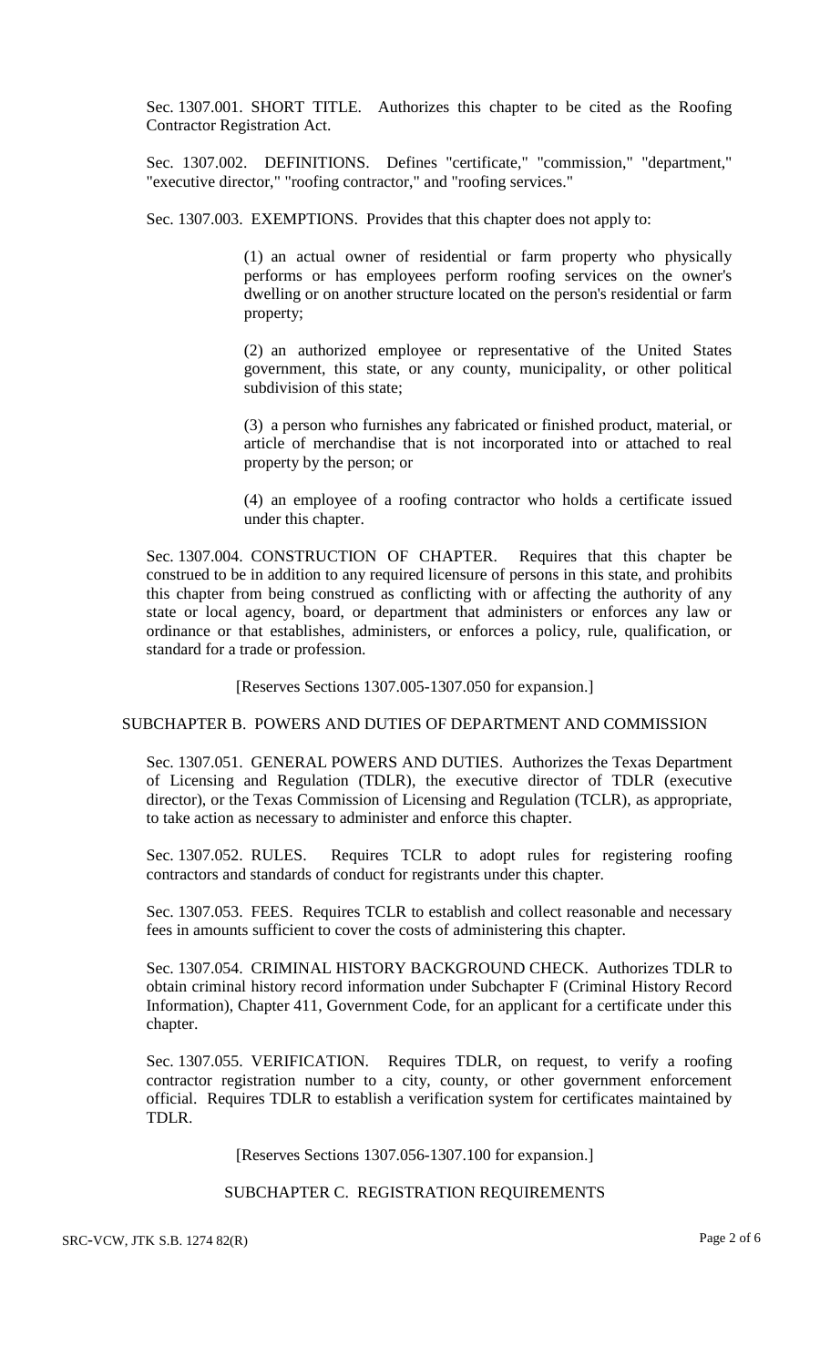Sec. 1307.001. SHORT TITLE. Authorizes this chapter to be cited as the Roofing Contractor Registration Act.

Sec. 1307.002. DEFINITIONS. Defines "certificate," "commission," "department," "executive director," "roofing contractor," and "roofing services."

Sec. 1307.003. EXEMPTIONS. Provides that this chapter does not apply to:

(1) an actual owner of residential or farm property who physically performs or has employees perform roofing services on the owner's dwelling or on another structure located on the person's residential or farm property;

(2) an authorized employee or representative of the United States government, this state, or any county, municipality, or other political subdivision of this state;

(3) a person who furnishes any fabricated or finished product, material, or article of merchandise that is not incorporated into or attached to real property by the person; or

(4) an employee of a roofing contractor who holds a certificate issued under this chapter.

Sec. 1307.004. CONSTRUCTION OF CHAPTER. Requires that this chapter be construed to be in addition to any required licensure of persons in this state, and prohibits this chapter from being construed as conflicting with or affecting the authority of any state or local agency, board, or department that administers or enforces any law or ordinance or that establishes, administers, or enforces a policy, rule, qualification, or standard for a trade or profession.

[Reserves Sections 1307.005-1307.050 for expansion.]

SUBCHAPTER B. POWERS AND DUTIES OF DEPARTMENT AND COMMISSION

Sec. 1307.051. GENERAL POWERS AND DUTIES. Authorizes the Texas Department of Licensing and Regulation (TDLR), the executive director of TDLR (executive director), or the Texas Commission of Licensing and Regulation (TCLR), as appropriate, to take action as necessary to administer and enforce this chapter.

Sec. 1307.052. RULES. Requires TCLR to adopt rules for registering roofing contractors and standards of conduct for registrants under this chapter.

Sec. 1307.053. FEES. Requires TCLR to establish and collect reasonable and necessary fees in amounts sufficient to cover the costs of administering this chapter.

Sec. 1307.054. CRIMINAL HISTORY BACKGROUND CHECK. Authorizes TDLR to obtain criminal history record information under Subchapter F (Criminal History Record Information), Chapter 411, Government Code, for an applicant for a certificate under this chapter.

Sec. 1307.055. VERIFICATION. Requires TDLR, on request, to verify a roofing contractor registration number to a city, county, or other government enforcement official. Requires TDLR to establish a verification system for certificates maintained by TDLR.

[Reserves Sections 1307.056-1307.100 for expansion.]

SUBCHAPTER C. REGISTRATION REQUIREMENTS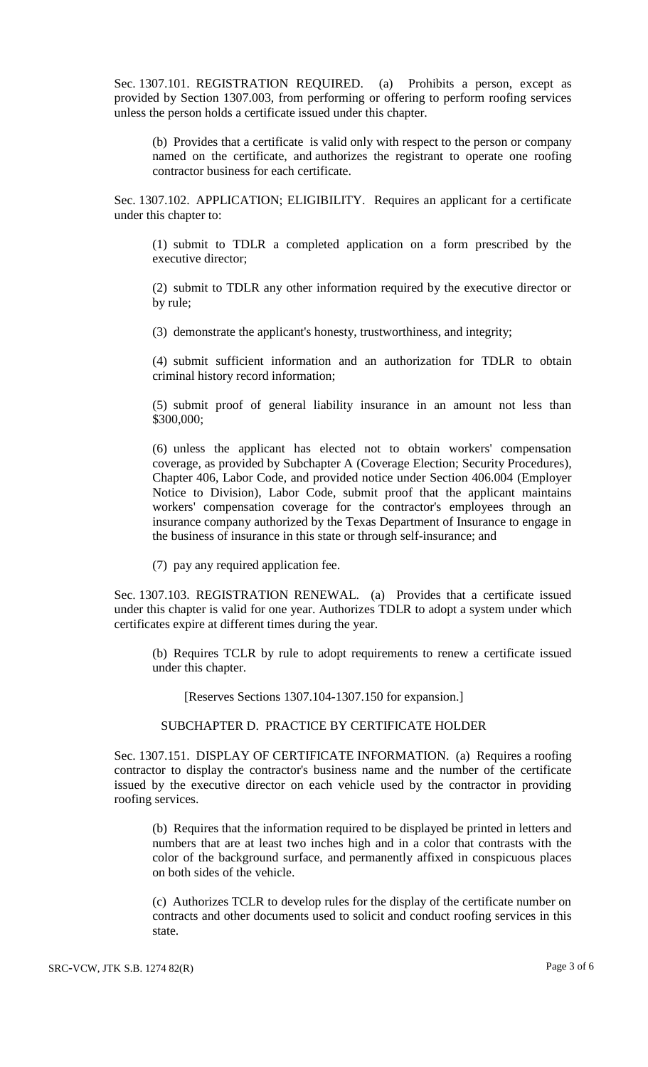Sec. 1307.101. REGISTRATION REQUIRED. (a) Prohibits a person, except as provided by Section 1307.003, from performing or offering to perform roofing services unless the person holds a certificate issued under this chapter.

(b) Provides that a certificate is valid only with respect to the person or company named on the certificate, and authorizes the registrant to operate one roofing contractor business for each certificate.

Sec. 1307.102. APPLICATION; ELIGIBILITY. Requires an applicant for a certificate under this chapter to:

(1) submit to TDLR a completed application on a form prescribed by the executive director;

(2) submit to TDLR any other information required by the executive director or by rule;

(3) demonstrate the applicant's honesty, trustworthiness, and integrity;

(4) submit sufficient information and an authorization for TDLR to obtain criminal history record information;

(5) submit proof of general liability insurance in an amount not less than $300,000;

(6) unless the applicant has elected not to obtain workers' compensation coverage, as provided by Subchapter A (Coverage Election; Security Procedures), Chapter 406, Labor Code, and provided notice under Section 406.004 (Employer Notice to Division), Labor Code, submit proof that the applicant maintains workers' compensation coverage for the contractor's employees through an insurance company authorized by the Texas Department of Insurance to engage in the business of insurance in this state or through self-insurance; and

(7) pay any required application fee.

Sec. 1307.103. REGISTRATION RENEWAL. (a) Provides that a certificate issued under this chapter is valid for one year. Authorizes TDLR to adopt a system under which certificates expire at different times during the year.

(b) Requires TCLR by rule to adopt requirements to renew a certificate issued under this chapter.

[Reserves Sections 1307.104-1307.150 for expansion.]

SUBCHAPTER D. PRACTICE BY CERTIFICATE HOLDER

Sec. 1307.151. DISPLAY OF CERTIFICATE INFORMATION. (a) Requires a roofing contractor to display the contractor's business name and the number of the certificate issued by the executive director on each vehicle used by the contractor in providing roofing services.

(b) Requires that the information required to be displayed be printed in letters and numbers that are at least two inches high and in a color that contrasts with the color of the background surface, and permanently affixed in conspicuous places on both sides of the vehicle.

(c) Authorizes TCLR to develop rules for the display of the certificate number on contracts and other documents used to solicit and conduct roofing services in this state.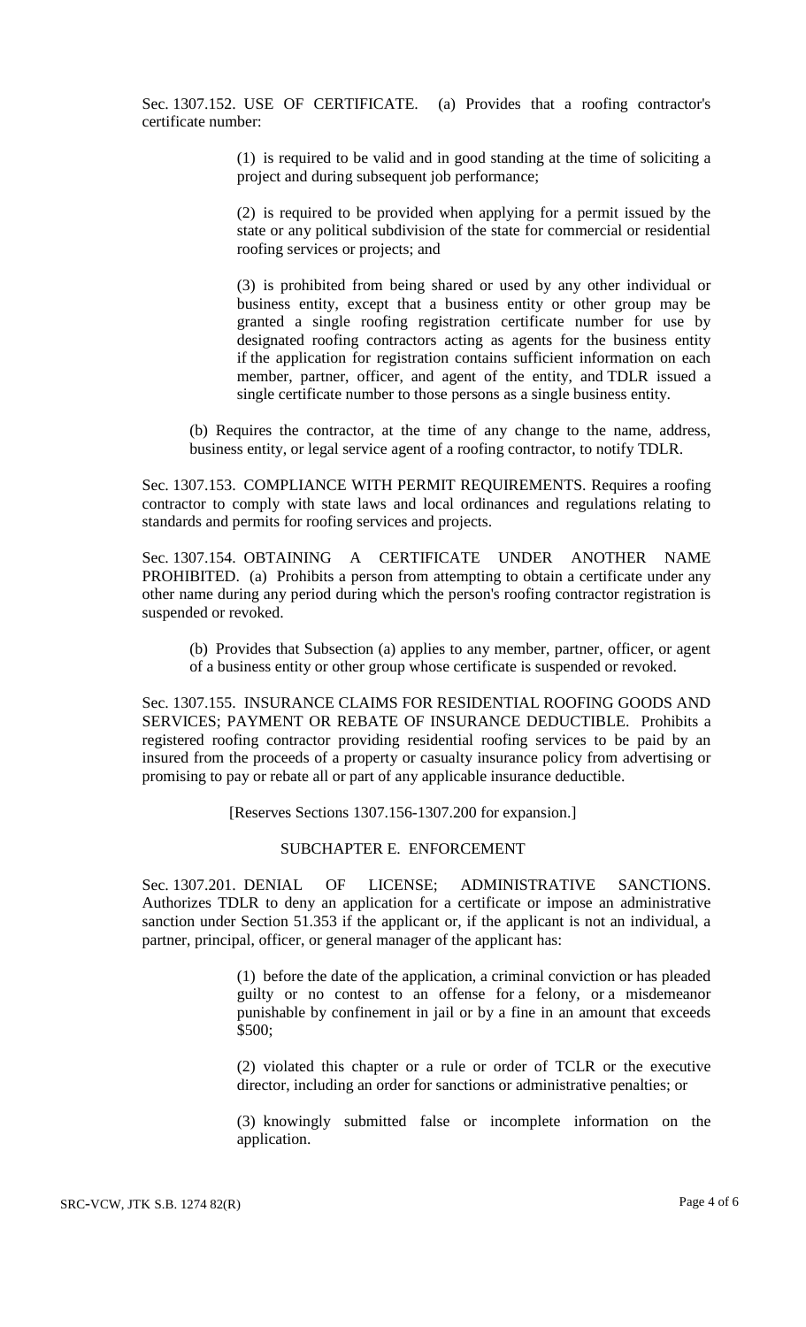Sec. 1307.152. USE OF CERTIFICATE. (a) Provides that a roofing contractor's certificate number:

(1) is required to be valid and in good standing at the time of soliciting a project and during subsequent job performance;

(2) is required to be provided when applying for a permit issued by the state or any political subdivision of the state for commercial or residential roofing services or projects; and

(3) is prohibited from being shared or used by any other individual or business entity, except that a business entity or other group may be granted a single roofing registration certificate number for use by designated roofing contractors acting as agents for the business entity if the application for registration contains sufficient information on each member, partner, officer, and agent of the entity, and TDLR issued a single certificate number to those persons as a single business entity.

(b) Requires the contractor, at the time of any change to the name, address, business entity, or legal service agent of a roofing contractor, to notify TDLR.

Sec. 1307.153. COMPLIANCE WITH PERMIT REQUIREMENTS. Requires a roofing contractor to comply with state laws and local ordinances and regulations relating to standards and permits for roofing services and projects.

Sec. 1307.154. OBTAINING A CERTIFICATE UNDER ANOTHER NAME PROHIBITED. (a) Prohibits a person from attempting to obtain a certificate under any other name during any period during which the person's roofing contractor registration is suspended or revoked.

(b) Provides that Subsection (a) applies to any member, partner, officer, or agent of a business entity or other group whose certificate is suspended or revoked.

Sec. 1307.155. INSURANCE CLAIMS FOR RESIDENTIAL ROOFING GOODS AND SERVICES; PAYMENT OR REBATE OF INSURANCE DEDUCTIBLE. Prohibits a registered roofing contractor providing residential roofing services to be paid by an insured from the proceeds of a property or casualty insurance policy from advertising or promising to pay or rebate all or part of any applicable insurance deductible.

[Reserves Sections 1307.156-1307.200 for expansion.]

## SUBCHAPTER E. ENFORCEMENT

Sec. 1307.201. DENIAL OF LICENSE; ADMINISTRATIVE SANCTIONS. Authorizes TDLR to deny an application for a certificate or impose an administrative sanction under Section 51.353 if the applicant or, if the applicant is not an individual, a partner, principal, officer, or general manager of the applicant has:

(1) before the date of the application, a criminal conviction or has pleaded guilty or no contest to an offense for a felony, or a misdemeanor punishable by confinement in jail or by a fine in an amount that exceeds $500;

(2) violated this chapter or a rule or order of TCLR or the executive director, including an order for sanctions or administrative penalties; or

(3) knowingly submitted false or incomplete information on the application.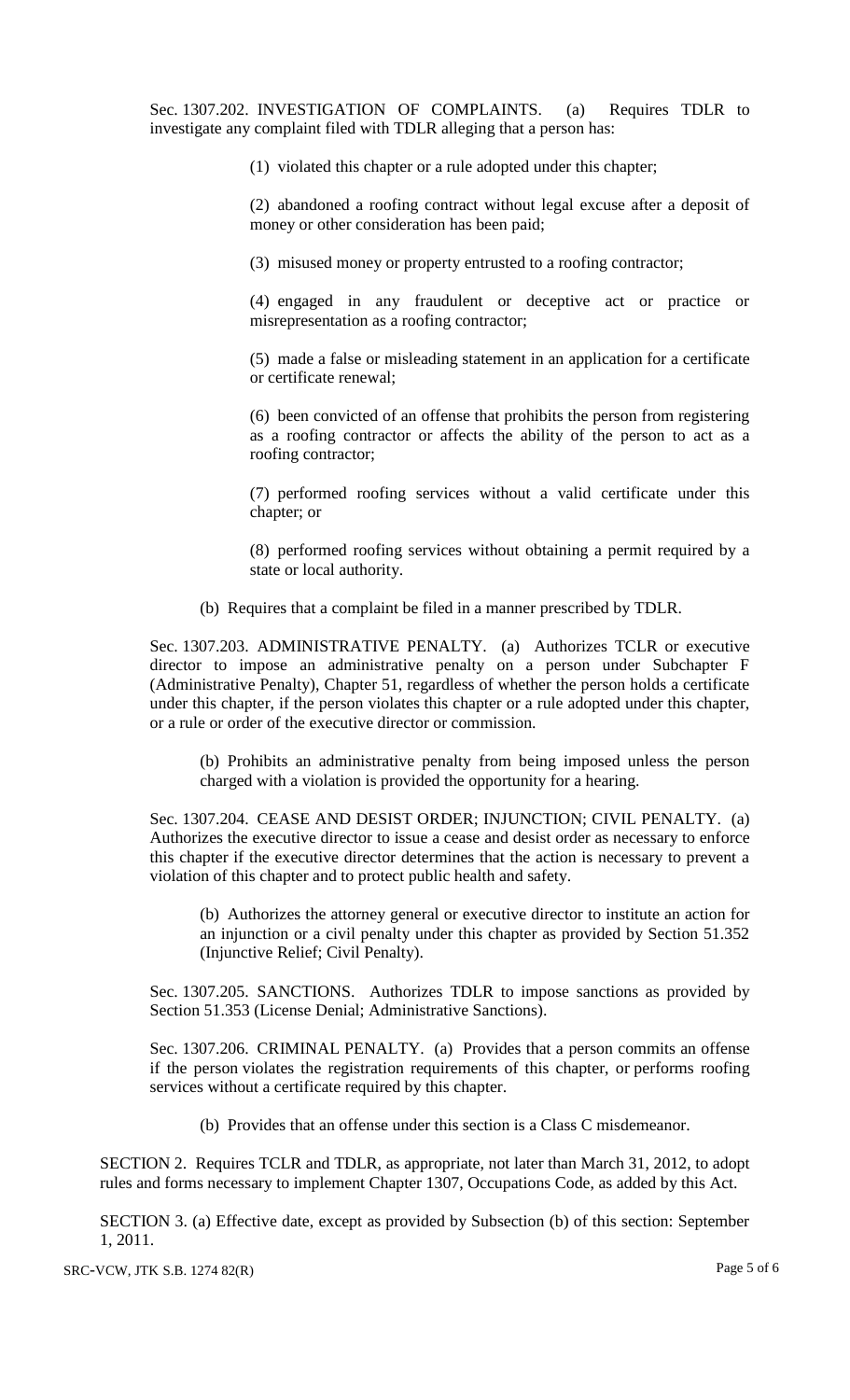Sec. 1307.202. INVESTIGATION OF COMPLAINTS. (a) Requires TDLR to investigate any complaint filed with TDLR alleging that a person has:

(1) violated this chapter or a rule adopted under this chapter;

(2) abandoned a roofing contract without legal excuse after a deposit of money or other consideration has been paid;

(3) misused money or property entrusted to a roofing contractor;

(4) engaged in any fraudulent or deceptive act or practice or misrepresentation as a roofing contractor;

(5) made a false or misleading statement in an application for a certificate or certificate renewal;

(6) been convicted of an offense that prohibits the person from registering as a roofing contractor or affects the ability of the person to act as a roofing contractor;

(7) performed roofing services without a valid certificate under this chapter; or

(8) performed roofing services without obtaining a permit required by a state or local authority.

(b) Requires that a complaint be filed in a manner prescribed by TDLR.

Sec. 1307.203. ADMINISTRATIVE PENALTY. (a) Authorizes TCLR or executive director to impose an administrative penalty on a person under Subchapter F (Administrative Penalty), Chapter 51, regardless of whether the person holds a certificate under this chapter, if the person violates this chapter or a rule adopted under this chapter, or a rule or order of the executive director or commission.

(b) Prohibits an administrative penalty from being imposed unless the person charged with a violation is provided the opportunity for a hearing.

Sec. 1307.204. CEASE AND DESIST ORDER; INJUNCTION; CIVIL PENALTY. (a) Authorizes the executive director to issue a cease and desist order as necessary to enforce this chapter if the executive director determines that the action is necessary to prevent a violation of this chapter and to protect public health and safety.

(b) Authorizes the attorney general or executive director to institute an action for an injunction or a civil penalty under this chapter as provided by Section 51.352 (Injunctive Relief; Civil Penalty).

Sec. 1307.205. SANCTIONS. Authorizes TDLR to impose sanctions as provided by Section 51.353 (License Denial; Administrative Sanctions).

Sec. 1307.206. CRIMINAL PENALTY. (a) Provides that a person commits an offense if the person violates the registration requirements of this chapter, or performs roofing services without a certificate required by this chapter.

(b) Provides that an offense under this section is a Class C misdemeanor.

SECTION 2. Requires TCLR and TDLR, as appropriate, not later than March 31, 2012, to adopt rules and forms necessary to implement Chapter 1307, Occupations Code, as added by this Act.

SECTION 3. (a) Effective date, except as provided by Subsection (b) of this section: September 1, 2011.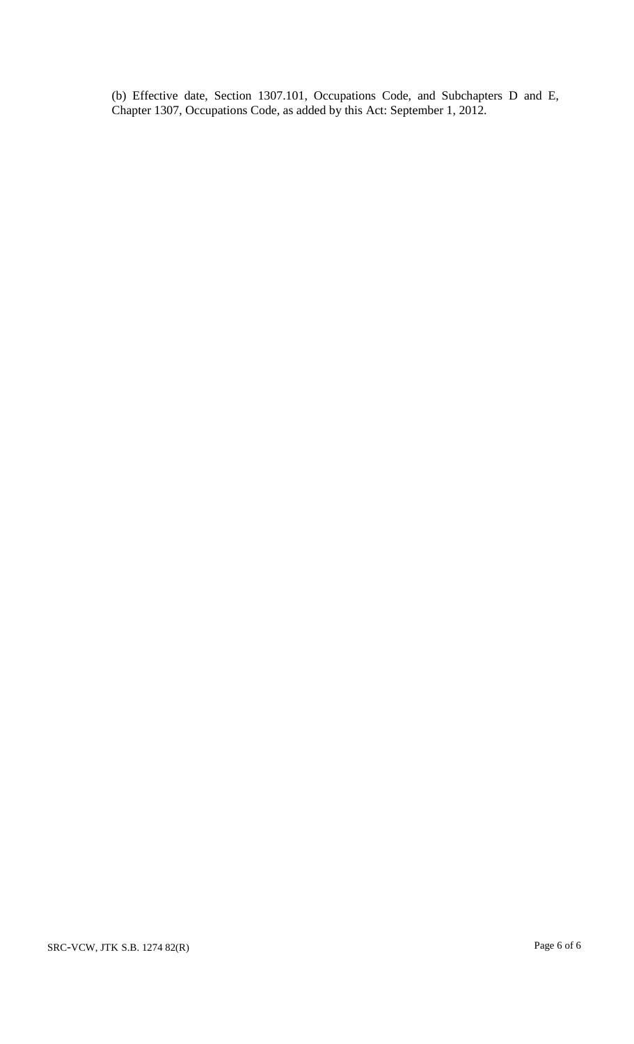(b) Effective date, Section 1307.101, Occupations Code, and Subchapters D and E, Chapter 1307, Occupations Code, as added by this Act: September 1, 2012.